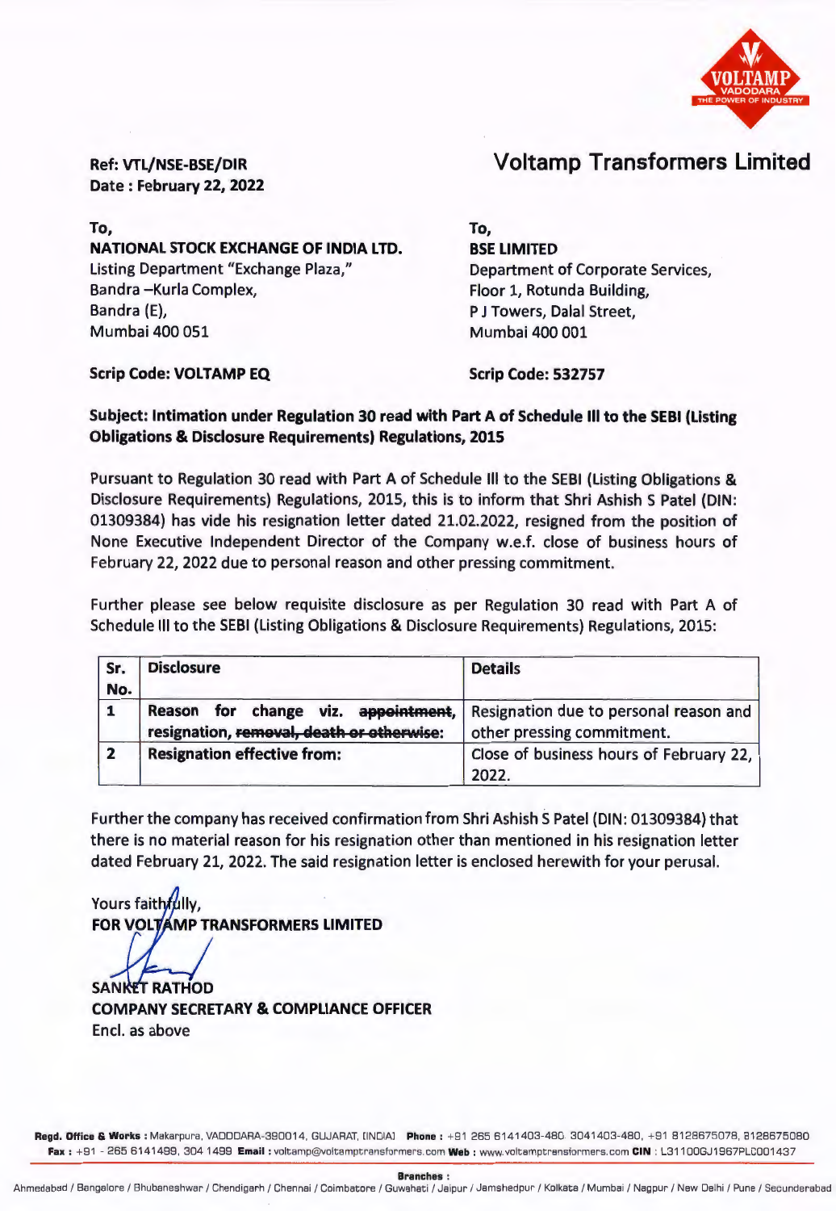Ref: VTL/NSE-BSE/DIR
Date : February 22, 2022

## Voltamp Transformers Limited

To,
**NATIONAL STOCK EXCHANGE OF INDIA LTD.**
Listing Department "Exchange Plaza,"
Bandra –Kurla Complex,
Bandra (E),
Mumbai 400 051

**Scrip Code: VOLTAMP EQ**

To,
**BSE LIMITED**
Department of Corporate Services,
Floor 1, Rotunda Building,
P J Towers, Dalal Street,
Mumbai 400 001

**Scrip Code: 532757**

**Subject: Intimation under Regulation 30 read with Part A of Schedule III to the SEBI (Listing Obligations & Disclosure Requirements) Regulations, 2015**

Pursuant to Regulation 30 read with Part A of Schedule III to the SEBI (Listing Obligations & Disclosure Requirements) Regulations, 2015, this is to inform that Shri Ashish S Patel (DIN: 01309384) has vide his resignation letter dated 21.02.2022, resigned from the position of None Executive Independent Director of the Company w.e.f. close of business hours of February 22, 2022 due to personal reason and other pressing commitment.

Further please see below requisite disclosure as per Regulation 30 read with Part A of Schedule III to the SEBI (Listing Obligations & Disclosure Requirements) Regulations, 2015:

| Sr. No. | Disclosure | Details |
|---|---|---|
| 1 | **Reason for change viz. ~~appointment~~, resignation, ~~removal, death or otherwise~~:** | Resignation due to personal reason and other pressing commitment. |
| 2 | **Resignation effective from:** | Close of business hours of February 22, 2022. |

Further the company has received confirmation from Shri Ashish S Patel (DIN: 01309384) that there is no material reason for his resignation other than mentioned in his resignation letter dated February 21, 2022. The said resignation letter is enclosed herewith for your perusal.

Yours faithfully,
**FOR VOLTAMP TRANSFORMERS LIMITED**

**SANKET RATHOD**
**COMPANY SECRETARY & COMPLIANCE OFFICER**
Encl. as above

**Regd. Office & Works :** Makarpura, VADODARA-390014, GUJARAT, [INDIA] **Phone :** +91 265 6141403-480, 3041403-480, +91 8128675078, 8128675080
**Fax :** +91 - 265 6141499, 304 1499 **Email :** voltamp@voltamptransformers.com **Web :** www.voltamptransformers.com **CIN :** L31100GJ1967PLC001437

**Branches :**
Ahmedabad / Bangalore / Bhubaneshwar / Chandigarh / Chennai / Coimbatore / Guwahati / Jaipur / Jamshedpur / Kolkata / Mumbai / Nagpur / New Delhi / Pune / Secunderabad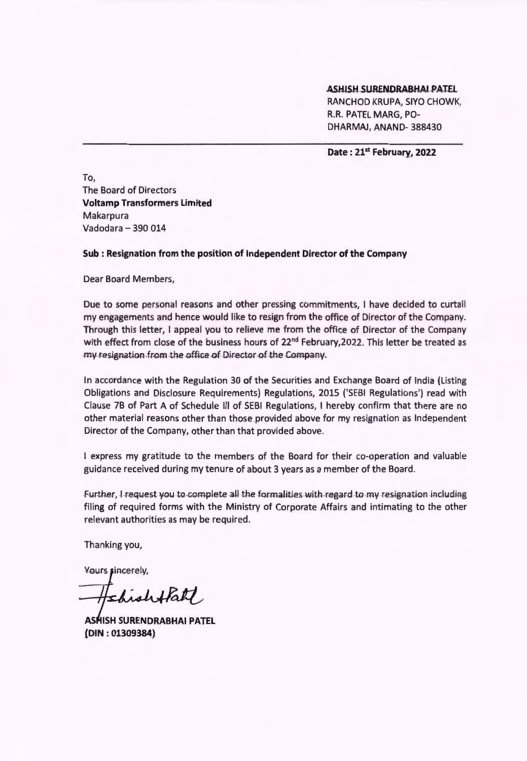**ASHISH SURENDRABHAI PATEL**
RANCHOD KRUPA, SIYO CHOWK,
R.R. PATEL MARG, PO-
DHARMAJ, ANAND- 388430

**Date : 21st February, 2022**

To,
The Board of Directors
**Voltamp Transformers Limited**
Makarpura
Vadodara – 390 014

**Sub : Resignation from the position of Independent Director of the Company**

Dear Board Members,

Due to some personal reasons and other pressing commitments, I have decided to curtail my engagements and hence would like to resign from the office of Director of the Company. Through this letter, I appeal you to relieve me from the office of Director of the Company with effect from close of the business hours of 22nd February,2022. This letter be treated as my resignation from the office of Director of the Company.

In accordance with the Regulation 30 of the Securities and Exchange Board of India (Listing Obligations and Disclosure Requirements) Regulations, 2015 ('SEBI Regulations') read with Clause 7B of Part A of Schedule III of SEBI Regulations, I hereby confirm that there are no other material reasons other than those provided above for my resignation as Independent Director of the Company, other than that provided above.

I express my gratitude to the members of the Board for their co-operation and valuable guidance received during my tenure of about 3 years as a member of the Board.

Further, I request you to complete all the formalities with regard to my resignation including filing of required forms with the Ministry of Corporate Affairs and intimating to the other relevant authorities as may be required.

Thanking you,

Yours sincerely,

**ASHISH SURENDRABHAI PATEL**
**(DIN : 01309384)**